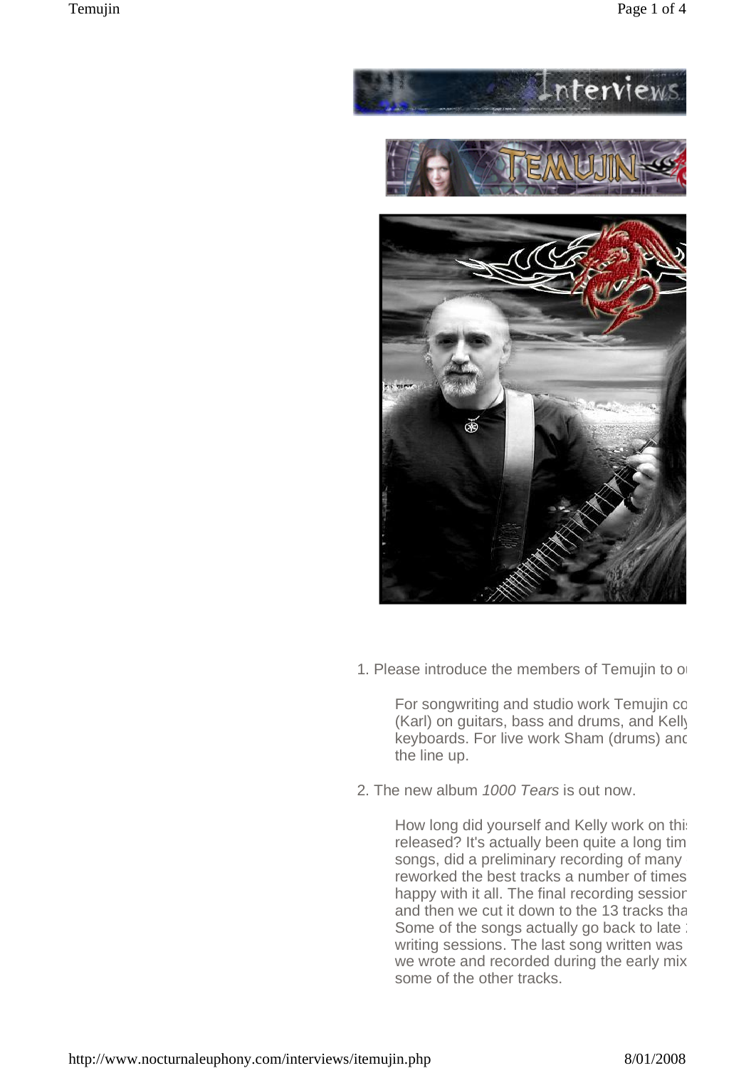1. Please introduce the members of Temujin to o

    For songwriting and studio work Temujin co (Karl) on guitars, bass and drums, and Kelly keyboards. For live work Sham (drums) and the line up.

2. The new album *1000 Tears* is out now.

    How long did yourself and Kelly work on thi released? It's actually been quite a long tim songs, did a preliminary recording of many reworked the best tracks a number of times happy with it all. The final recording sessior and then we cut it down to the 13 tracks tha Some of the songs actually go back to late writing sessions. The last song written was we wrote and recorded during the early mix some of the other tracks.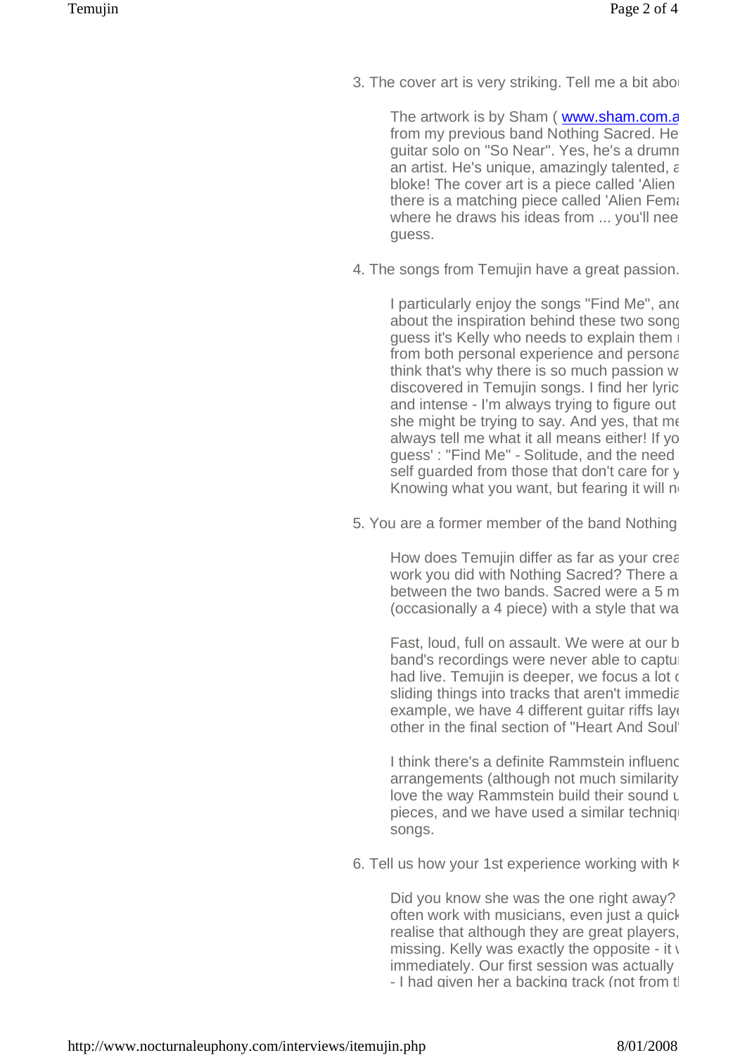3. The cover art is very striking. Tell me a bit abo

> The artwork is by Sham ( [www.sham.com.a](http://www.sham.com.a) from my previous band Nothing Sacred. He guitar solo on "So Near". Yes, he's a drumn an artist. He's unique, amazingly talented, a bloke! The cover art is a piece called 'Alien there is a matching piece called 'Alien Fema where he draws his ideas from ... you'll nee guess.

4. The songs from Temujin have a great passion.

> I particularly enjoy the songs "Find Me", and about the inspiration behind these two song guess it's Kelly who needs to explain them from both personal experience and persona think that's why there is so much passion w discovered in Temujin songs. I find her lyric and intense - I'm always trying to figure out she might be trying to say. And yes, that me always tell me what it all means either! If yo guess' : "Find Me" - Solitude, and the need self guarded from those that don't care for y Knowing what you want, but fearing it will n

5. You are a former member of the band Nothing

> How does Temujin differ as far as your crea work you did with Nothing Sacred? There a between the two bands. Sacred were a 5 m (occasionally a 4 piece) with a style that wa
>
> Fast, loud, full on assault. We were at our b band's recordings were never able to captu had live. Temujin is deeper, we focus a lot c sliding things into tracks that aren't immedia example, we have 4 different guitar riffs lay other in the final section of "Heart And Soul
>
> I think there's a definite Rammstein influenc arrangements (although not much similarity love the way Rammstein build their sound u pieces, and we have used a similar techniq songs.

6. Tell us how your 1st experience working with K

> Did you know she was the one right away? often work with musicians, even just a quick realise that although they are great players, missing. Kelly was exactly the opposite - it w immediately. Our first session was actually - I had given her a backing track (not from t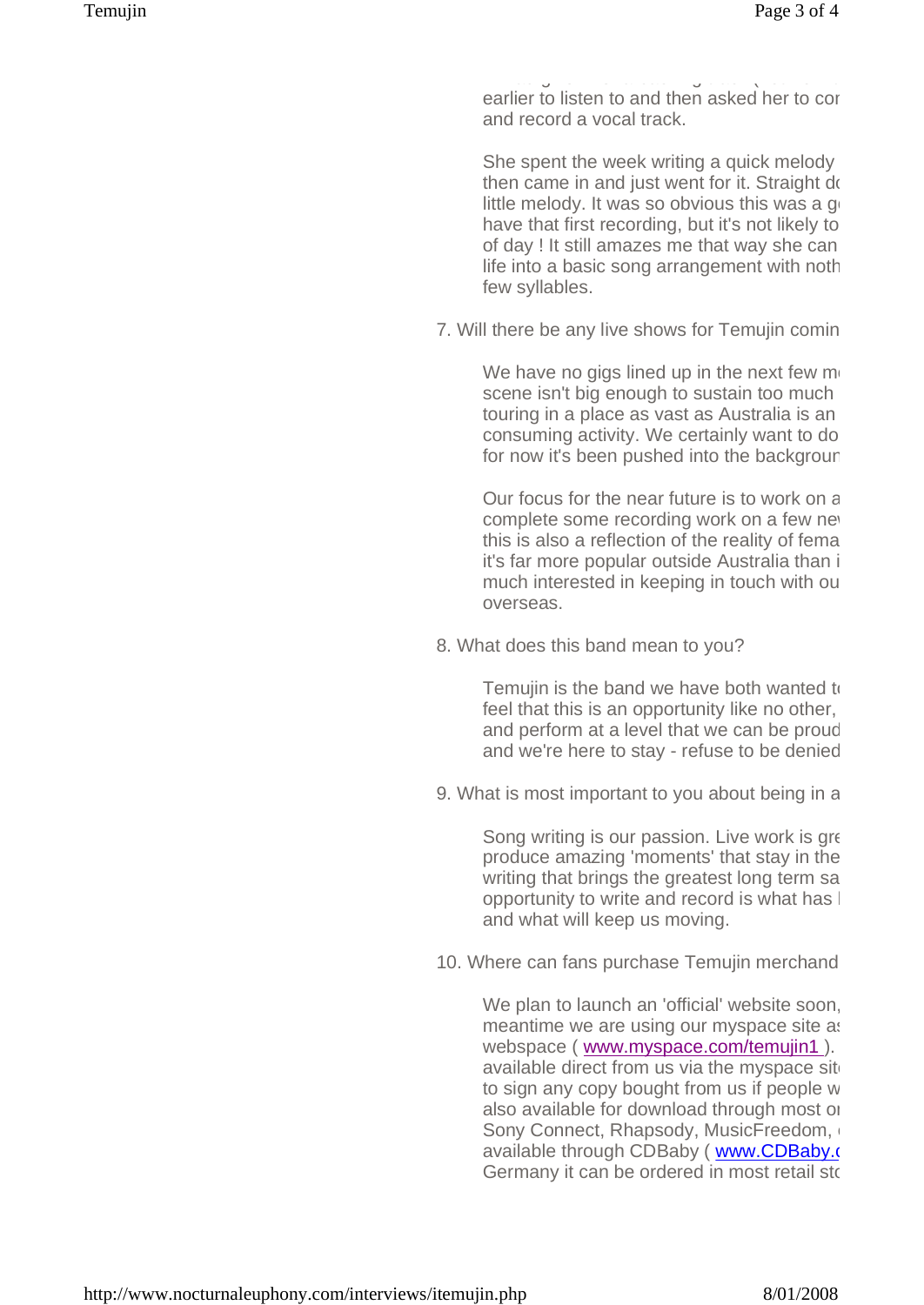earlier to listen to and then asked her to cor and record a vocal track.

She spent the week writing a quick melody then came in and just went for it. Straight do little melody. It was so obvious this was a g have that first recording, but it's not likely to of day ! It still amazes me that way she can life into a basic song arrangement with noth few syllables.

7. Will there be any live shows for Temujin comin

We have no gigs lined up in the next few m scene isn't big enough to sustain too much touring in a place as vast as Australia is an consuming activity. We certainly want to do for now it's been pushed into the backgrour

Our focus for the near future is to work on a complete some recording work on a few ne this is also a reflection of the reality of fema it's far more popular outside Australia than i much interested in keeping in touch with ou overseas.

8. What does this band mean to you?

Temujin is the band we have both wanted t feel that this is an opportunity like no other, and perform at a level that we can be proud and we're here to stay - refuse to be denied

9. What is most important to you about being in a

Song writing is our passion. Live work is gre produce amazing 'moments' that stay in the writing that brings the greatest long term sa opportunity to write and record is what has l and what will keep us moving.

10. Where can fans purchase Temujin merchand

We plan to launch an 'official' website soon, meantime we are using our myspace site a webspace ( www.myspace.com/temujin1 ). available direct from us via the myspace sit to sign any copy bought from us if people w also available for download through most o Sony Connect, Rhapsody, MusicFreedom, available through CDBaby ( www.CDBaby. Germany it can be ordered in most retail sto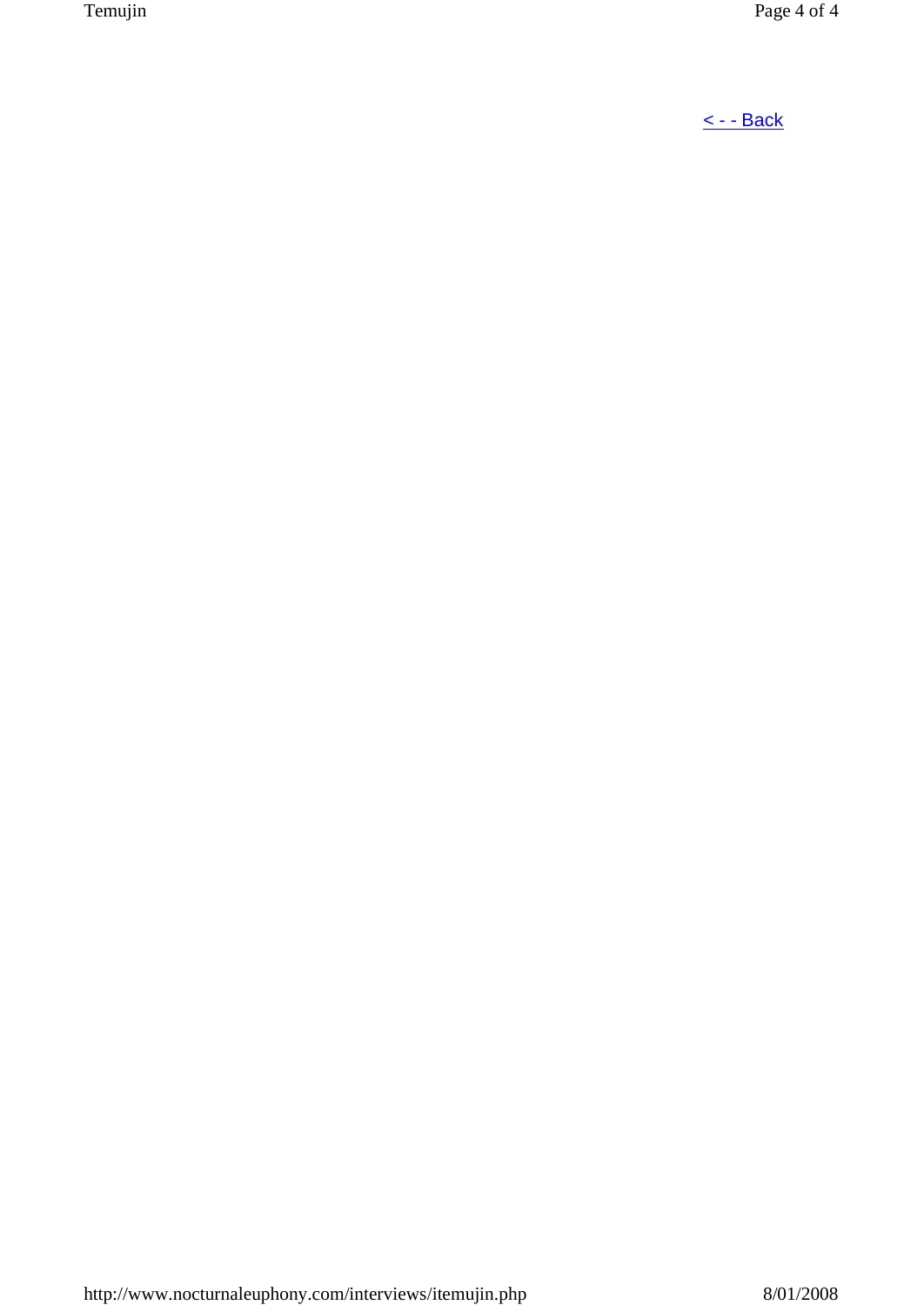< - - Back